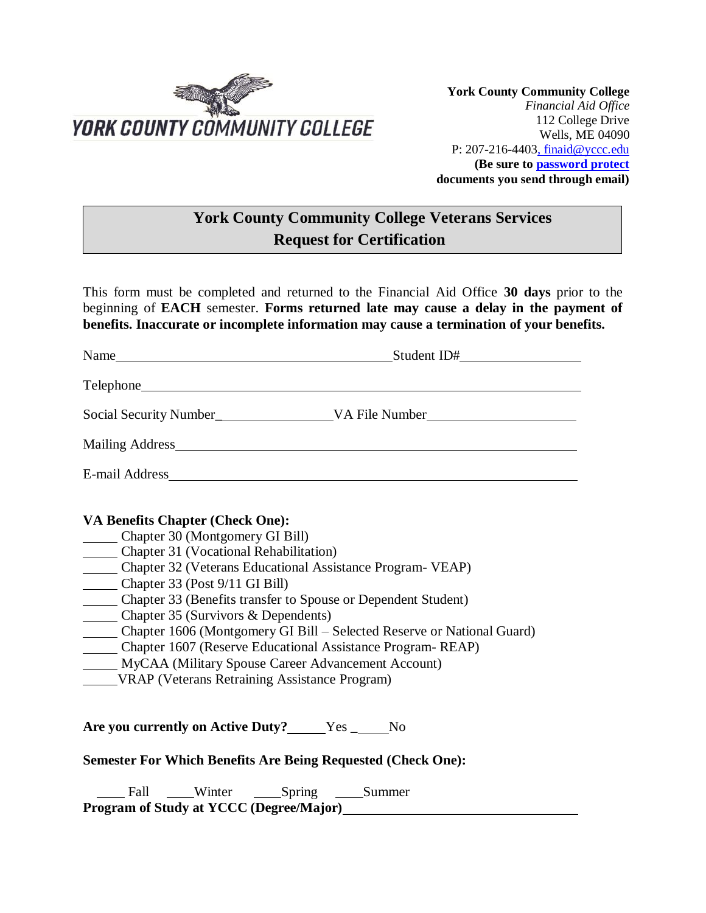YORK COUNTY COMMUNITY COLLEGE

**York County Community College**
*Financial Aid Office*
112 College Drive
Wells, ME 04090
P: 207-216-4403, finaid@yccc.edu
**(Be sure to password protect documents you send through email)**

## York County Community College Veterans Services Request for Certification

This form must be completed and returned to the Financial Aid Office **30 days** prior to the beginning of **EACH** semester. **Forms returned late may cause a delay in the payment of benefits. Inaccurate or incomplete information may cause a termination of your benefits.**

Name\_\_\_\_\_\_\_\_\_\_\_\_\_\_\_\_\_\_\_\_\_\_\_\_\_\_\_\_\_\_\_\_\_\_\_\_\_\_\_\_ Student ID#\_\_\_\_\_\_\_\_\_\_\_\_\_\_\_\_\_\_

Telephone\_\_\_\_\_\_\_\_\_\_\_\_\_\_\_\_\_\_\_\_\_\_\_\_\_\_\_\_\_\_\_\_\_\_\_\_\_\_\_\_\_\_\_\_\_\_\_\_\_\_\_\_\_\_\_\_\_\_\_\_\_\_\_\_

Social Security Number\_\_\_\_\_\_\_\_\_\_\_\_\_\_\_\_\_\_ VA File Number\_\_\_\_\_\_\_\_\_\_\_\_\_\_\_\_\_\_\_\_\_\_\_\_

Mailing Address\_\_\_\_\_\_\_\_\_\_\_\_\_\_\_\_\_\_\_\_\_\_\_\_\_\_\_\_\_\_\_\_\_\_\_\_\_\_\_\_\_\_\_\_\_\_\_\_\_\_\_\_\_\_\_\_\_\_\_\_

E-mail Address\_\_\_\_\_\_\_\_\_\_\_\_\_\_\_\_\_\_\_\_\_\_\_\_\_\_\_\_\_\_\_\_\_\_\_\_\_\_\_\_\_\_\_\_\_\_\_\_\_\_\_\_\_\_\_\_\_\_\_\_\_

**VA Benefits Chapter (Check One):**

\_\_\_\_\_ Chapter 30 (Montgomery GI Bill)
\_\_\_\_\_ Chapter 31 (Vocational Rehabilitation)
\_\_\_\_\_ Chapter 32 (Veterans Educational Assistance Program- VEAP)
\_\_\_\_\_ Chapter 33 (Post 9/11 GI Bill)
\_\_\_\_\_ Chapter 33 (Benefits transfer to Spouse or Dependent Student)
\_\_\_\_\_ Chapter 35 (Survivors & Dependents)
\_\_\_\_\_ Chapter 1606 (Montgomery GI Bill – Selected Reserve or National Guard)
\_\_\_\_\_ Chapter 1607 (Reserve Educational Assistance Program- REAP)
\_\_\_\_\_ MyCAA (Military Spouse Career Advancement Account)
\_\_\_\_\_VRAP (Veterans Retraining Assistance Program)

**Are you currently on Active Duty?**\_\_\_\_\_Yes \_\_\_\_\_No

**Semester For Which Benefits Are Being Requested (Check One):**

\_\_\_\_ Fall \_\_\_\_Winter \_\_\_\_Spring \_\_\_\_Summer

**Program of Study at YCCC (Degree/Major)**\_\_\_\_\_\_\_\_\_\_\_\_\_\_\_\_\_\_\_\_\_\_\_\_\_\_\_\_\_\_\_\_\_\_\_\_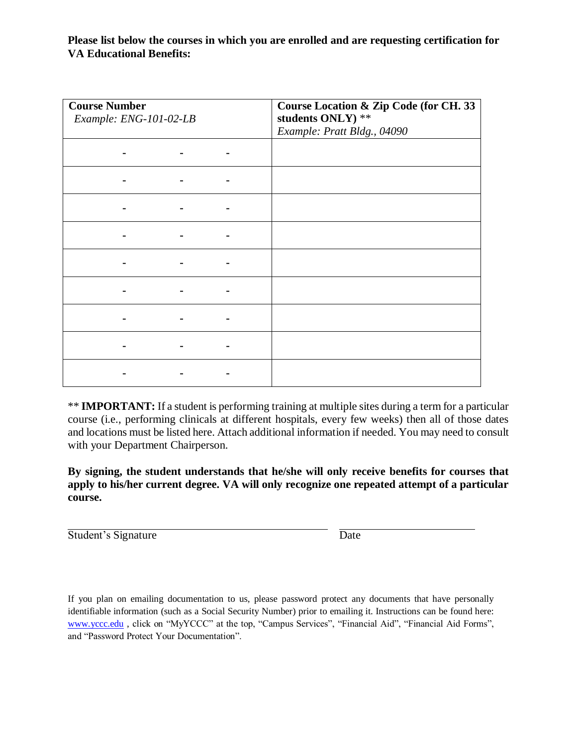**Please list below the courses in which you are enrolled and are requesting certification for VA Educational Benefits:**

| **Course Number**<br>*Example: ENG-101-02-LB* | **Course Location & Zip Code (for CH. 33 students ONLY)** **<br>*Example: Pratt Bldg., 04090* |
|---|---|
| - - - | |
| - - - | |
| - - - | |
| - - - | |
| - - - | |
| - - - | |
| - - - | |
| - - - | |
| - - - | |

** **IMPORTANT:** If a student is performing training at multiple sites during a term for a particular course (i.e., performing clinicals at different hospitals, every few weeks) then all of those dates and locations must be listed here. Attach additional information if needed. You may need to consult with your Department Chairperson.

**By signing, the student understands that he/she will only receive benefits for courses that apply to his/her current degree. VA will only recognize one repeated attempt of a particular course.**

Student's Signature ______________________ Date ______________

If you plan on emailing documentation to us, please password protect any documents that have personally identifiable information (such as a Social Security Number) prior to emailing it. Instructions can be found here: www.yccc.edu , click on "MyYCCC" at the top, "Campus Services", "Financial Aid", "Financial Aid Forms", and "Password Protect Your Documentation".